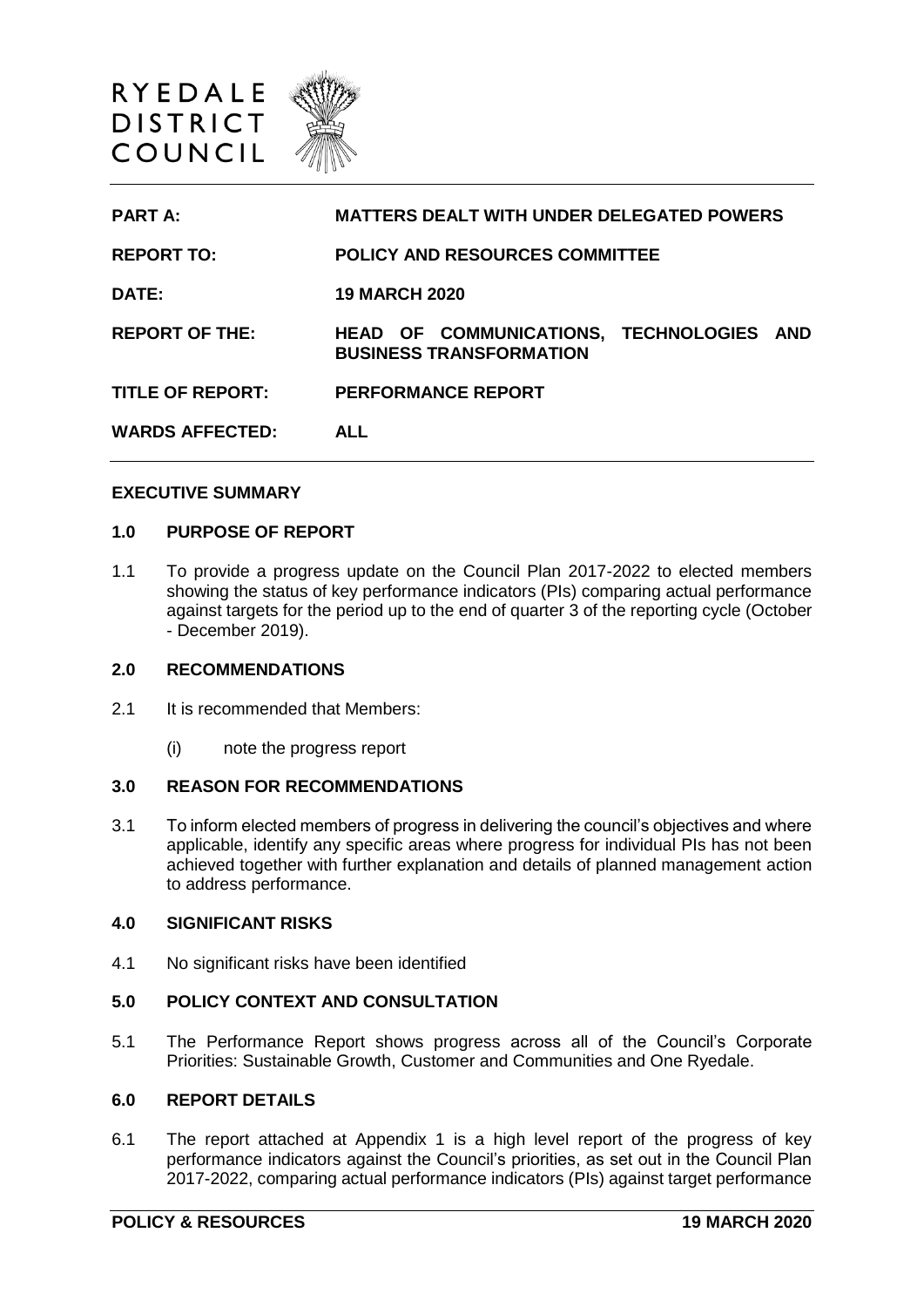RYEDALE
DISTRICT
COUNCIL

| | |
|---|---|
| **PART A:** | **MATTERS DEALT WITH UNDER DELEGATED POWERS** |
| **REPORT TO:** | **POLICY AND RESOURCES COMMITTEE** |
| **DATE:** | **19 MARCH 2020** |
| **REPORT OF THE:** | **HEAD OF COMMUNICATIONS, TECHNOLOGIES AND BUSINESS TRANSFORMATION** |
| **TITLE OF REPORT:** | **PERFORMANCE REPORT** |
| **WARDS AFFECTED:** | **ALL** |

**EXECUTIVE SUMMARY**

**1.0 PURPOSE OF REPORT**

1.1 To provide a progress update on the Council Plan 2017-2022 to elected members showing the status of key performance indicators (PIs) comparing actual performance against targets for the period up to the end of quarter 3 of the reporting cycle (October - December 2019).

**2.0 RECOMMENDATIONS**

2.1 It is recommended that Members:

(i) note the progress report

**3.0 REASON FOR RECOMMENDATIONS**

3.1 To inform elected members of progress in delivering the council's objectives and where applicable, identify any specific areas where progress for individual PIs has not been achieved together with further explanation and details of planned management action to address performance.

**4.0 SIGNIFICANT RISKS**

4.1 No significant risks have been identified

**5.0 POLICY CONTEXT AND CONSULTATION**

5.1 The Performance Report shows progress across all of the Council's Corporate Priorities: Sustainable Growth, Customer and Communities and One Ryedale.

**6.0 REPORT DETAILS**

6.1 The report attached at Appendix 1 is a high level report of the progress of key performance indicators against the Council's priorities, as set out in the Council Plan 2017-2022, comparing actual performance indicators (PIs) against target performance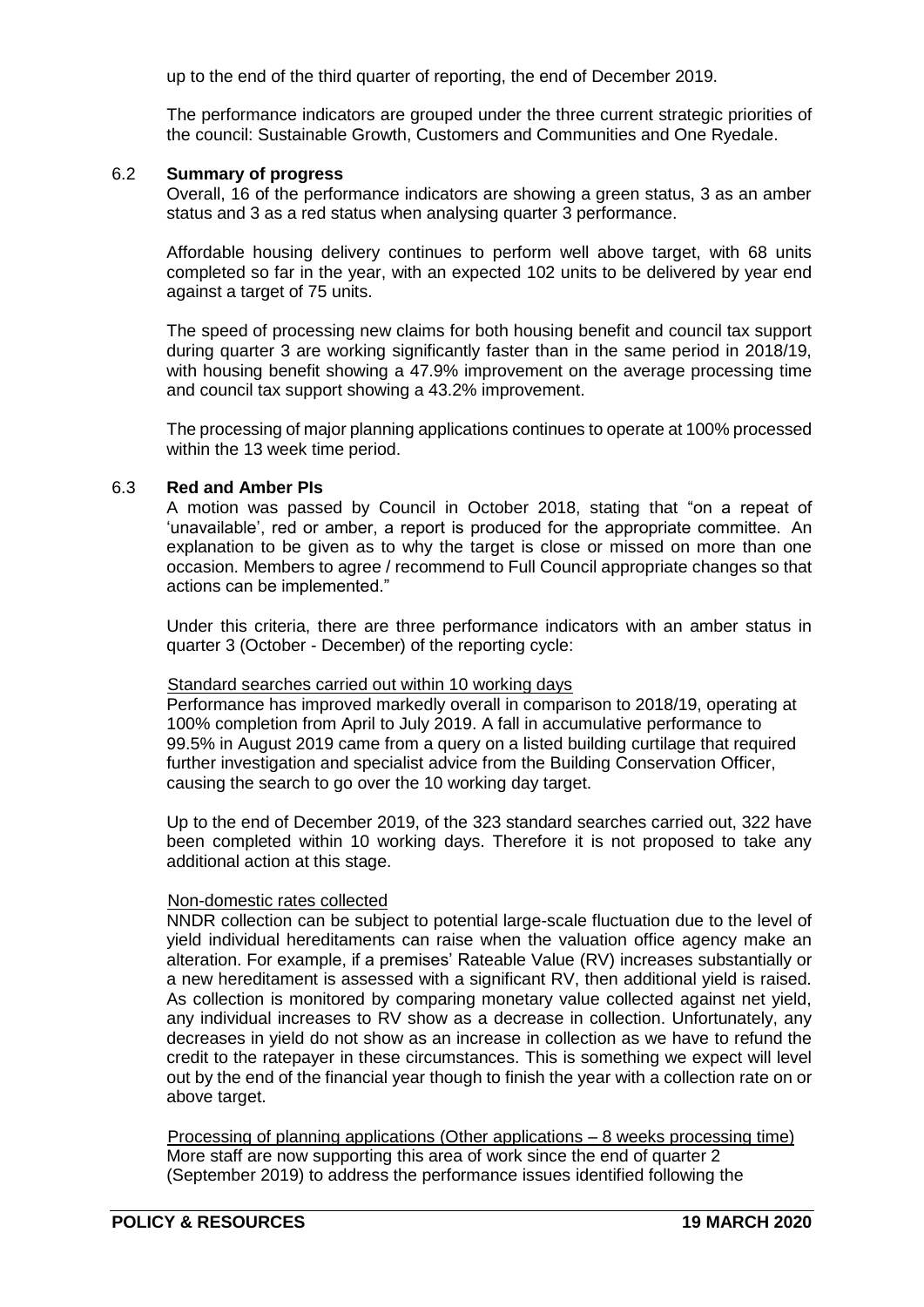up to the end of the third quarter of reporting, the end of December 2019.

The performance indicators are grouped under the three current strategic priorities of the council: Sustainable Growth, Customers and Communities and One Ryedale.

### 6.2 Summary of progress

Overall, 16 of the performance indicators are showing a green status, 3 as an amber status and 3 as a red status when analysing quarter 3 performance.

Affordable housing delivery continues to perform well above target, with 68 units completed so far in the year, with an expected 102 units to be delivered by year end against a target of 75 units.

The speed of processing new claims for both housing benefit and council tax support during quarter 3 are working significantly faster than in the same period in 2018/19, with housing benefit showing a 47.9% improvement on the average processing time and council tax support showing a 43.2% improvement.

The processing of major planning applications continues to operate at 100% processed within the 13 week time period.

### 6.3 Red and Amber PIs

A motion was passed by Council in October 2018, stating that "on a repeat of 'unavailable', red or amber, a report is produced for the appropriate committee. An explanation to be given as to why the target is close or missed on more than one occasion. Members to agree / recommend to Full Council appropriate changes so that actions can be implemented."

Under this criteria, there are three performance indicators with an amber status in quarter 3 (October - December) of the reporting cycle:

Standard searches carried out within 10 working days

Performance has improved markedly overall in comparison to 2018/19, operating at 100% completion from April to July 2019. A fall in accumulative performance to 99.5% in August 2019 came from a query on a listed building curtilage that required further investigation and specialist advice from the Building Conservation Officer, causing the search to go over the 10 working day target.

Up to the end of December 2019, of the 323 standard searches carried out, 322 have been completed within 10 working days. Therefore it is not proposed to take any additional action at this stage.

Non-domestic rates collected

NNDR collection can be subject to potential large-scale fluctuation due to the level of yield individual hereditaments can raise when the valuation office agency make an alteration. For example, if a premises' Rateable Value (RV) increases substantially or a new hereditament is assessed with a significant RV, then additional yield is raised. As collection is monitored by comparing monetary value collected against net yield, any individual increases to RV show as a decrease in collection. Unfortunately, any decreases in yield do not show as an increase in collection as we have to refund the credit to the ratepayer in these circumstances. This is something we expect will level out by the end of the financial year though to finish the year with a collection rate on or above target.

Processing of planning applications (Other applications – 8 weeks processing time)

More staff are now supporting this area of work since the end of quarter 2 (September 2019) to address the performance issues identified following the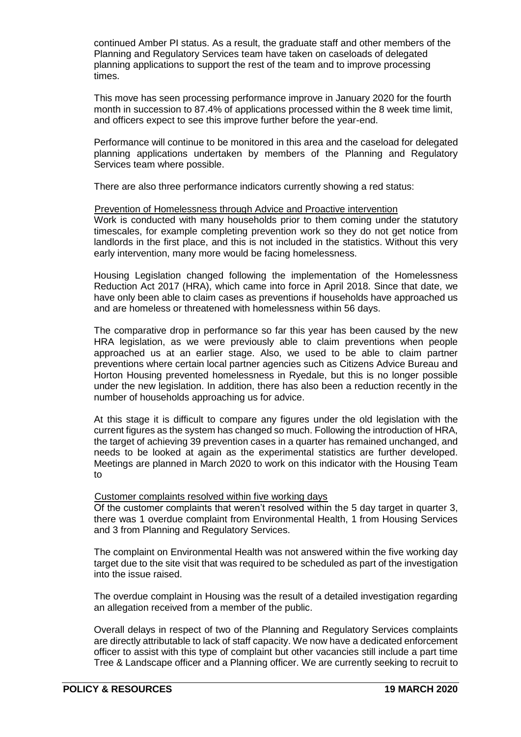continued Amber PI status. As a result, the graduate staff and other members of the Planning and Regulatory Services team have taken on caseloads of delegated planning applications to support the rest of the team and to improve processing times.

This move has seen processing performance improve in January 2020 for the fourth month in succession to 87.4% of applications processed within the 8 week time limit, and officers expect to see this improve further before the year-end.

Performance will continue to be monitored in this area and the caseload for delegated planning applications undertaken by members of the Planning and Regulatory Services team where possible.

There are also three performance indicators currently showing a red status:

Prevention of Homelessness through Advice and Proactive intervention

Work is conducted with many households prior to them coming under the statutory timescales, for example completing prevention work so they do not get notice from landlords in the first place, and this is not included in the statistics. Without this very early intervention, many more would be facing homelessness.

Housing Legislation changed following the implementation of the Homelessness Reduction Act 2017 (HRA), which came into force in April 2018. Since that date, we have only been able to claim cases as preventions if households have approached us and are homeless or threatened with homelessness within 56 days.

The comparative drop in performance so far this year has been caused by the new HRA legislation, as we were previously able to claim preventions when people approached us at an earlier stage. Also, we used to be able to claim partner preventions where certain local partner agencies such as Citizens Advice Bureau and Horton Housing prevented homelessness in Ryedale, but this is no longer possible under the new legislation. In addition, there has also been a reduction recently in the number of households approaching us for advice.

At this stage it is difficult to compare any figures under the old legislation with the current figures as the system has changed so much. Following the introduction of HRA, the target of achieving 39 prevention cases in a quarter has remained unchanged, and needs to be looked at again as the experimental statistics are further developed. Meetings are planned in March 2020 to work on this indicator with the Housing Team to

Customer complaints resolved within five working days

Of the customer complaints that weren't resolved within the 5 day target in quarter 3, there was 1 overdue complaint from Environmental Health, 1 from Housing Services and 3 from Planning and Regulatory Services.

The complaint on Environmental Health was not answered within the five working day target due to the site visit that was required to be scheduled as part of the investigation into the issue raised.

The overdue complaint in Housing was the result of a detailed investigation regarding an allegation received from a member of the public.

Overall delays in respect of two of the Planning and Regulatory Services complaints are directly attributable to lack of staff capacity. We now have a dedicated enforcement officer to assist with this type of complaint but other vacancies still include a part time Tree & Landscape officer and a Planning officer. We are currently seeking to recruit to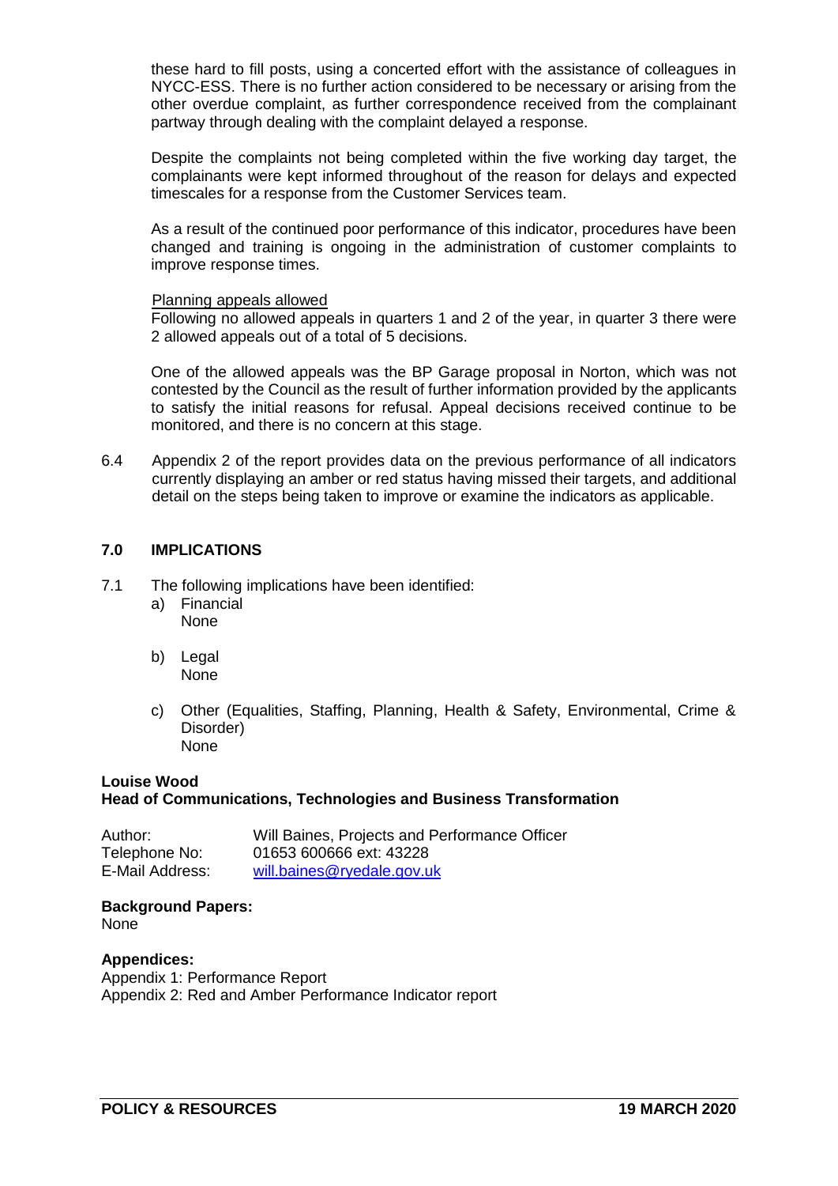these hard to fill posts, using a concerted effort with the assistance of colleagues in NYCC-ESS. There is no further action considered to be necessary or arising from the other overdue complaint, as further correspondence received from the complainant partway through dealing with the complaint delayed a response.

Despite the complaints not being completed within the five working day target, the complainants were kept informed throughout of the reason for delays and expected timescales for a response from the Customer Services team.

As a result of the continued poor performance of this indicator, procedures have been changed and training is ongoing in the administration of customer complaints to improve response times.

Planning appeals allowed
Following no allowed appeals in quarters 1 and 2 of the year, in quarter 3 there were 2 allowed appeals out of a total of 5 decisions.

One of the allowed appeals was the BP Garage proposal in Norton, which was not contested by the Council as the result of further information provided by the applicants to satisfy the initial reasons for refusal. Appeal decisions received continue to be monitored, and there is no concern at this stage.

6.4 Appendix 2 of the report provides data on the previous performance of all indicators currently displaying an amber or red status having missed their targets, and additional detail on the steps being taken to improve or examine the indicators as applicable.

## 7.0 IMPLICATIONS

7.1 The following implications have been identified:

a) Financial
None

b) Legal
None

c) Other (Equalities, Staffing, Planning, Health & Safety, Environmental, Crime & Disorder)
None

**Louise Wood**
**Head of Communications, Technologies and Business Transformation**

| | |
|---|---|
| Author: | Will Baines, Projects and Performance Officer |
| Telephone No: | 01653 600666 ext: 43228 |
| E-Mail Address: | will.baines@ryedale.gov.uk |

**Background Papers:**
None

**Appendices:**
Appendix 1: Performance Report
Appendix 2: Red and Amber Performance Indicator report